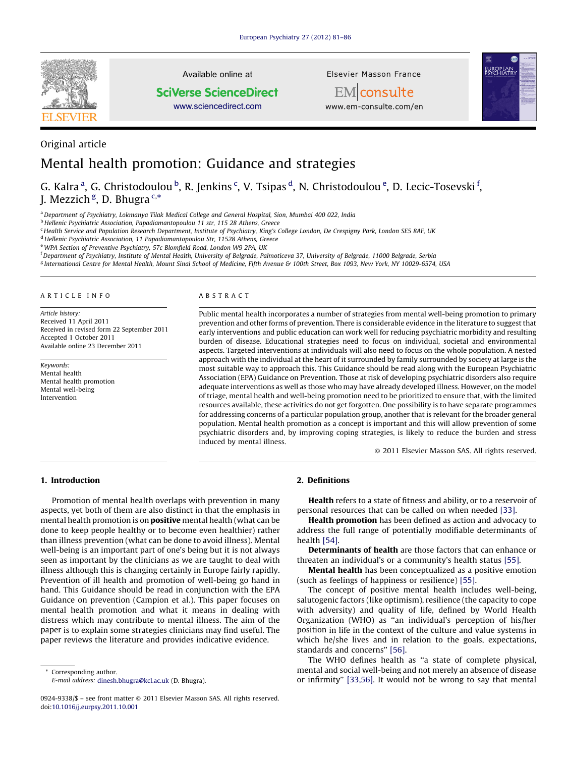Original article

# Mental health promotion: Guidance and strategies

G. Kalra [a], G. Christodoulou [b], R. Jenkins [c], V. Tsipas [d], N. Christodoulou [e], D. Lecic-Tosevski [f], J. Mezzich [g], D. Bhugra [c,*]

[a] Department of Psychiatry, Lokmanya Tilak Medical College and General Hospital, Sion, Mumbai 400 022, India
[b] Hellenic Psychiatric Association, Papadiamantopoulou 11 str, 115 28 Athens, Greece
[c] Health Service and Population Research Department, Institute of Psychiatry, King's College London, De Crespigny Park, London SE5 8AF, UK
[d] Hellenic Psychiatric Association, 11 Papadiamantopoulou Str, 11528 Athens, Greece
[e] WPA Section of Preventive Psychiatry, 57c Blomfield Road, London W9 2PA, UK
[f] Department of Psychiatry, Institute of Mental Health, University of Belgrade, Palmoticeva 37, University of Belgrade, 11000 Belgrade, Serbia
[g] International Centre for Mental Health, Mount Sinai School of Medicine, Fifth Avenue & 100th Street, Box 1093, New York, NY 10029-6574, USA

ARTICLE INFO

*Article history:*
Received 11 April 2011
Received in revised form 22 September 2011
Accepted 1 October 2011
Available online 23 December 2011

*Keywords:*
Mental health
Mental health promotion
Mental well-being
Intervention

ABSTRACT

Public mental health incorporates a number of strategies from mental well-being promotion to primary prevention and other forms of prevention. There is considerable evidence in the literature to suggest that early interventions and public education can work well for reducing psychiatric morbidity and resulting burden of disease. Educational strategies need to focus on individual, societal and environmental aspects. Targeted interventions at individuals will also need to focus on the whole population. A nested approach with the individual at the heart of it surrounded by family surrounded by society at large is the most suitable way to approach this. This Guidance should be read along with the European Psychiatric Association (EPA) Guidance on Prevention. Those at risk of developing psychiatric disorders also require adequate interventions as well as those who may have already developed illness. However, on the model of triage, mental health and well-being promotion need to be prioritized to ensure that, with the limited resources available, these activities do not get forgotten. One possibility is to have separate programmes for addressing concerns of a particular population group, another that is relevant for the broader general population. Mental health promotion as a concept is important and this will allow prevention of some psychiatric disorders and, by improving coping strategies, is likely to reduce the burden and stress induced by mental illness.

© 2011 Elsevier Masson SAS. All rights reserved.

## 1. Introduction

Promotion of mental health overlaps with prevention in many aspects, yet both of them are also distinct in that the emphasis in mental health promotion is on **positive** mental health (what can be done to keep people healthy or to become even healthier) rather than illness prevention (what can be done to avoid illness). Mental well-being is an important part of one's being but it is not always seen as important by the clinicians as we are taught to deal with illness although this is changing certainly in Europe fairly rapidly. Prevention of ill health and promotion of well-being go hand in hand. This Guidance should be read in conjunction with the EPA Guidance on prevention (Campion et al.). This paper focuses on mental health promotion and what it means in dealing with distress which may contribute to mental illness. The aim of the paper is to explain some strategies clinicians may find useful. The paper reviews the literature and provides indicative evidence.

## 2. Definitions

**Health** refers to a state of fitness and ability, or to a reservoir of personal resources that can be called on when needed [33].

**Health promotion** has been defined as action and advocacy to address the full range of potentially modifiable determinants of health [54].

**Determinants of health** are those factors that can enhance or threaten an individual's or a community's health status [55].

**Mental health** has been conceptualized as a positive emotion (such as feelings of happiness or resilience) [55].

The concept of positive mental health includes well-being, salutogenic factors (like optimism), resilience (the capacity to cope with adversity) and quality of life, defined by World Health Organization (WHO) as "an individual's perception of his/her position in life in the context of the culture and value systems in which he/she lives and in relation to the goals, expectations, standards and concerns" [56].

The WHO defines health as "a state of complete physical, mental and social well-being and not merely an absence of disease or infirmity" [33,56]. It would not be wrong to say that mental

* Corresponding author.
E-mail address: dinesh.bhugra@kcl.ac.uk (D. Bhugra).

0924-9338/$ – see front matter © 2011 Elsevier Masson SAS. All rights reserved.
doi:10.1016/j.eurpsy.2011.10.001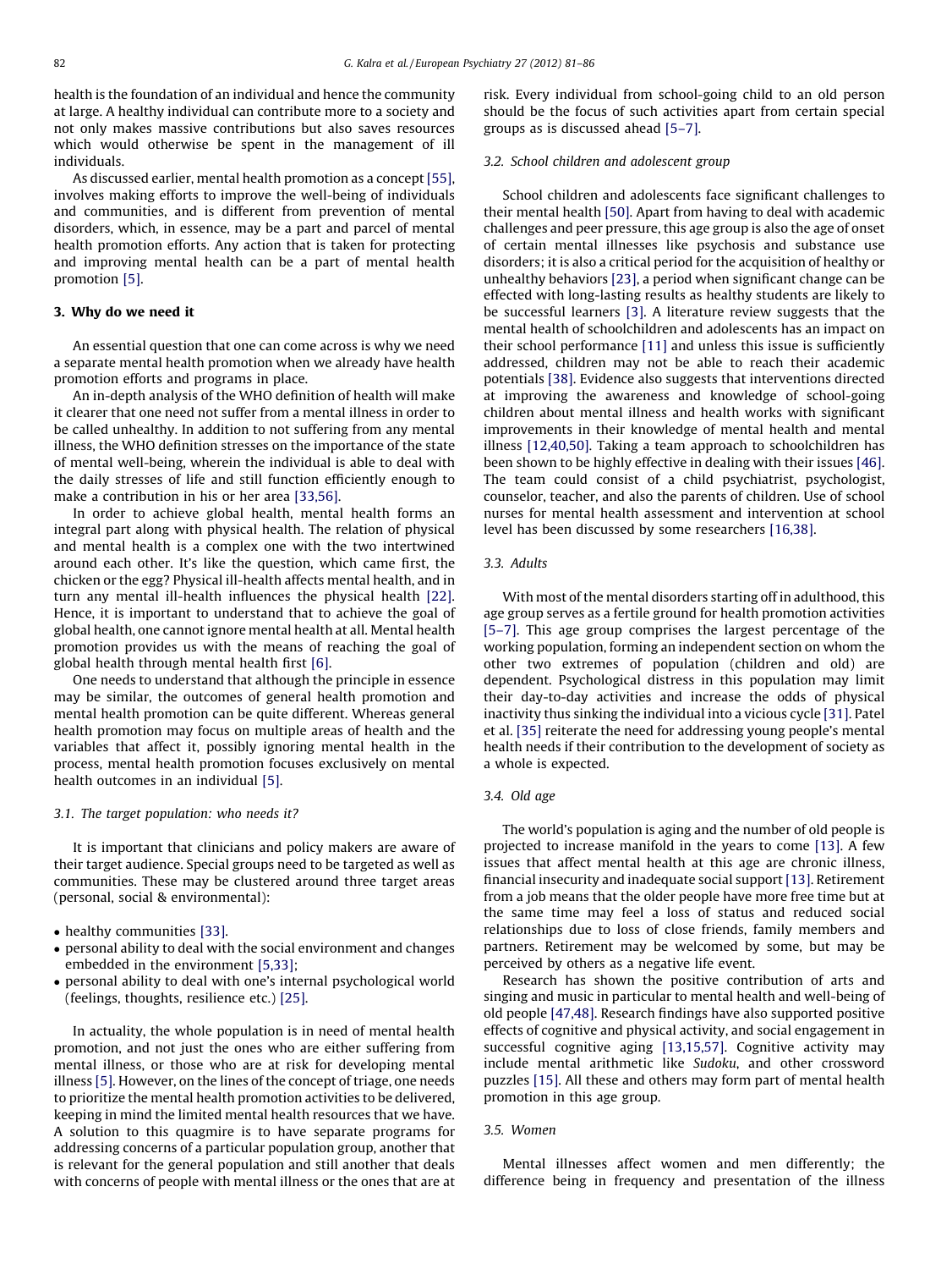health is the foundation of an individual and hence the community at large. A healthy individual can contribute more to a society and not only makes massive contributions but also saves resources which would otherwise be spent in the management of ill individuals.

As discussed earlier, mental health promotion as a concept [55], involves making efforts to improve the well-being of individuals and communities, and is different from prevention of mental disorders, which, in essence, may be a part and parcel of mental health promotion efforts. Any action that is taken for protecting and improving mental health can be a part of mental health promotion [5].

## 3. Why do we need it

An essential question that one can come across is why we need a separate mental health promotion when we already have health promotion efforts and programs in place.

An in-depth analysis of the WHO definition of health will make it clearer that one need not suffer from a mental illness in order to be called unhealthy. In addition to not suffering from any mental illness, the WHO definition stresses on the importance of the state of mental well-being, wherein the individual is able to deal with the daily stresses of life and still function efficiently enough to make a contribution in his or her area [33,56].

In order to achieve global health, mental health forms an integral part along with physical health. The relation of physical and mental health is a complex one with the two intertwined around each other. It's like the question, which came first, the chicken or the egg? Physical ill-health affects mental health, and in turn any mental ill-health influences the physical health [22]. Hence, it is important to understand that to achieve the goal of global health, one cannot ignore mental health at all. Mental health promotion provides us with the means of reaching the goal of global health through mental health first [6].

One needs to understand that although the principle in essence may be similar, the outcomes of general health promotion and mental health promotion can be quite different. Whereas general health promotion may focus on multiple areas of health and the variables that affect it, possibly ignoring mental health in the process, mental health promotion focuses exclusively on mental health outcomes in an individual [5].

### 3.1. The target population: who needs it?

It is important that clinicians and policy makers are aware of their target audience. Special groups need to be targeted as well as communities. These may be clustered around three target areas (personal, social & environmental):

- healthy communities [33].
- personal ability to deal with the social environment and changes embedded in the environment [5,33];
- personal ability to deal with one's internal psychological world (feelings, thoughts, resilience etc.) [25].

In actuality, the whole population is in need of mental health promotion, and not just the ones who are either suffering from mental illness, or those who are at risk for developing mental illness [5]. However, on the lines of the concept of triage, one needs to prioritize the mental health promotion activities to be delivered, keeping in mind the limited mental health resources that we have. A solution to this quagmire is to have separate programs for addressing concerns of a particular population group, another that is relevant for the general population and still another that deals with concerns of people with mental illness or the ones that are at risk. Every individual from school-going child to an old person should be the focus of such activities apart from certain special groups as is discussed ahead [5–7].

### 3.2. School children and adolescent group

School children and adolescents face significant challenges to their mental health [50]. Apart from having to deal with academic challenges and peer pressure, this age group is also the age of onset of certain mental illnesses like psychosis and substance use disorders; it is also a critical period for the acquisition of healthy or unhealthy behaviors [23], a period when significant change can be effected with long-lasting results as healthy students are likely to be successful learners [3]. A literature review suggests that the mental health of schoolchildren and adolescents has an impact on their school performance [11] and unless this issue is sufficiently addressed, children may not be able to reach their academic potentials [38]. Evidence also suggests that interventions directed at improving the awareness and knowledge of school-going children about mental illness and health works with significant improvements in their knowledge of mental health and mental illness [12,40,50]. Taking a team approach to schoolchildren has been shown to be highly effective in dealing with their issues [46]. The team could consist of a child psychiatrist, psychologist, counselor, teacher, and also the parents of children. Use of school nurses for mental health assessment and intervention at school level has been discussed by some researchers [16,38].

### 3.3. Adults

With most of the mental disorders starting off in adulthood, this age group serves as a fertile ground for health promotion activities [5–7]. This age group comprises the largest percentage of the working population, forming an independent section on whom the other two extremes of population (children and old) are dependent. Psychological distress in this population may limit their day-to-day activities and increase the odds of physical inactivity thus sinking the individual into a vicious cycle [31]. Patel et al. [35] reiterate the need for addressing young people's mental health needs if their contribution to the development of society as a whole is expected.

### 3.4. Old age

The world's population is aging and the number of old people is projected to increase manifold in the years to come [13]. A few issues that affect mental health at this age are chronic illness, financial insecurity and inadequate social support [13]. Retirement from a job means that the older people have more free time but at the same time may feel a loss of status and reduced social relationships due to loss of close friends, family members and partners. Retirement may be welcomed by some, but may be perceived by others as a negative life event.

Research has shown the positive contribution of arts and singing and music in particular to mental health and well-being of old people [47,48]. Research findings have also supported positive effects of cognitive and physical activity, and social engagement in successful cognitive aging [13,15,57]. Cognitive activity may include mental arithmetic like *Sudoku*, and other crossword puzzles [15]. All these and others may form part of mental health promotion in this age group.

### 3.5. Women

Mental illnesses affect women and men differently; the difference being in frequency and presentation of the illness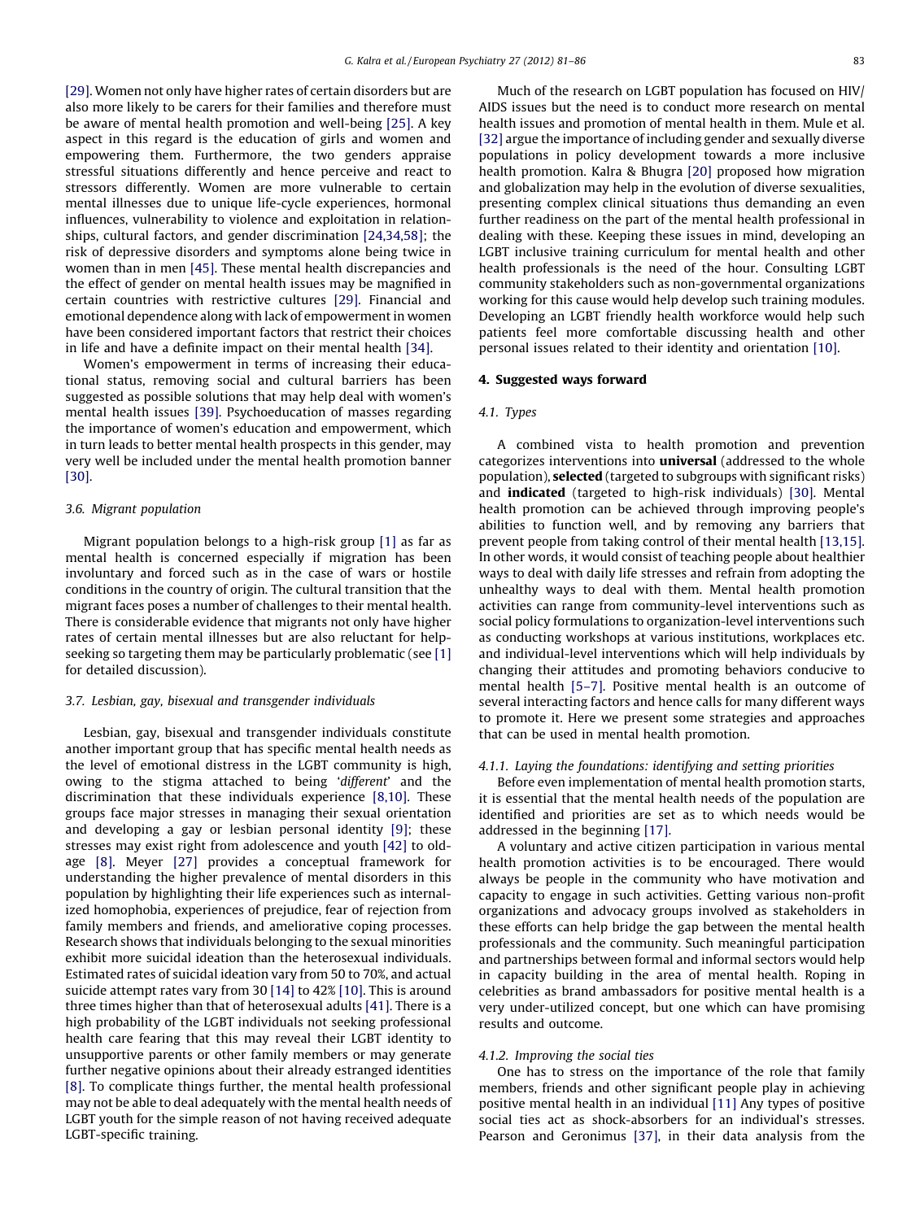[29]. Women not only have higher rates of certain disorders but are also more likely to be carers for their families and therefore must be aware of mental health promotion and well-being [25]. A key aspect in this regard is the education of girls and women and empowering them. Furthermore, the two genders appraise stressful situations differently and hence perceive and react to stressors differently. Women are more vulnerable to certain mental illnesses due to unique life-cycle experiences, hormonal influences, vulnerability to violence and exploitation in relationships, cultural factors, and gender discrimination [24,34,58]; the risk of depressive disorders and symptoms alone being twice in women than in men [45]. These mental health discrepancies and the effect of gender on mental health issues may be magnified in certain countries with restrictive cultures [29]. Financial and emotional dependence along with lack of empowerment in women have been considered important factors that restrict their choices in life and have a definite impact on their mental health [34].

Women's empowerment in terms of increasing their educational status, removing social and cultural barriers has been suggested as possible solutions that may help deal with women's mental health issues [39]. Psychoeducation of masses regarding the importance of women's education and empowerment, which in turn leads to better mental health prospects in this gender, may very well be included under the mental health promotion banner [30].

### 3.6. Migrant population

Migrant population belongs to a high-risk group [1] as far as mental health is concerned especially if migration has been involuntary and forced such as in the case of wars or hostile conditions in the country of origin. The cultural transition that the migrant faces poses a number of challenges to their mental health. There is considerable evidence that migrants not only have higher rates of certain mental illnesses but are also reluctant for help-seeking so targeting them may be particularly problematic (see [1] for detailed discussion).

### 3.7. Lesbian, gay, bisexual and transgender individuals

Lesbian, gay, bisexual and transgender individuals constitute another important group that has specific mental health needs as the level of emotional distress in the LGBT community is high, owing to the stigma attached to being '*different*' and the discrimination that these individuals experience [8,10]. These groups face major stresses in managing their sexual orientation and developing a gay or lesbian personal identity [9]; these stresses may exist right from adolescence and youth [42] to old-age [8]. Meyer [27] provides a conceptual framework for understanding the higher prevalence of mental disorders in this population by highlighting their life experiences such as internalized homophobia, experiences of prejudice, fear of rejection from family members and friends, and ameliorative coping processes. Research shows that individuals belonging to the sexual minorities exhibit more suicidal ideation than the heterosexual individuals. Estimated rates of suicidal ideation vary from 50 to 70%, and actual suicide attempt rates vary from 30 [14] to 42% [10]. This is around three times higher than that of heterosexual adults [41]. There is a high probability of the LGBT individuals not seeking professional health care fearing that this may reveal their LGBT identity to unsupportive parents or other family members or may generate further negative opinions about their already estranged identities [8]. To complicate things further, the mental health professional may not be able to deal adequately with the mental health needs of LGBT youth for the simple reason of not having received adequate LGBT-specific training.

Much of the research on LGBT population has focused on HIV/AIDS issues but the need is to conduct more research on mental health issues and promotion of mental health in them. Mule et al. [32] argue the importance of including gender and sexually diverse populations in policy development towards a more inclusive health promotion. Kalra & Bhugra [20] proposed how migration and globalization may help in the evolution of diverse sexualities, presenting complex clinical situations thus demanding an even further readiness on the part of the mental health professional in dealing with these. Keeping these issues in mind, developing an LGBT inclusive training curriculum for mental health and other health professionals is the need of the hour. Consulting LGBT community stakeholders such as non-governmental organizations working for this cause would help develop such training modules. Developing an LGBT friendly health workforce would help such patients feel more comfortable discussing health and other personal issues related to their identity and orientation [10].

## 4. Suggested ways forward

### 4.1. Types

A combined vista to health promotion and prevention categorizes interventions into **universal** (addressed to the whole population), **selected** (targeted to subgroups with significant risks) and **indicated** (targeted to high-risk individuals) [30]. Mental health promotion can be achieved through improving people's abilities to function well, and by removing any barriers that prevent people from taking control of their mental health [13,15]. In other words, it would consist of teaching people about healthier ways to deal with daily life stresses and refrain from adopting the unhealthy ways to deal with them. Mental health promotion activities can range from community-level interventions such as social policy formulations to organization-level interventions such as conducting workshops at various institutions, workplaces etc. and individual-level interventions which will help individuals by changing their attitudes and promoting behaviors conducive to mental health [5–7]. Positive mental health is an outcome of several interacting factors and hence calls for many different ways to promote it. Here we present some strategies and approaches that can be used in mental health promotion.

#### 4.1.1. Laying the foundations: identifying and setting priorities

Before even implementation of mental health promotion starts, it is essential that the mental health needs of the population are identified and priorities are set as to which needs would be addressed in the beginning [17].

A voluntary and active citizen participation in various mental health promotion activities is to be encouraged. There would always be people in the community who have motivation and capacity to engage in such activities. Getting various non-profit organizations and advocacy groups involved as stakeholders in these efforts can help bridge the gap between the mental health professionals and the community. Such meaningful participation and partnerships between formal and informal sectors would help in capacity building in the area of mental health. Roping in celebrities as brand ambassadors for positive mental health is a very under-utilized concept, but one which can have promising results and outcome.

#### 4.1.2. Improving the social ties

One has to stress on the importance of the role that family members, friends and other significant people play in achieving positive mental health in an individual [11] Any types of positive social ties act as shock-absorbers for an individual's stresses. Pearson and Geronimus [37], in their data analysis from the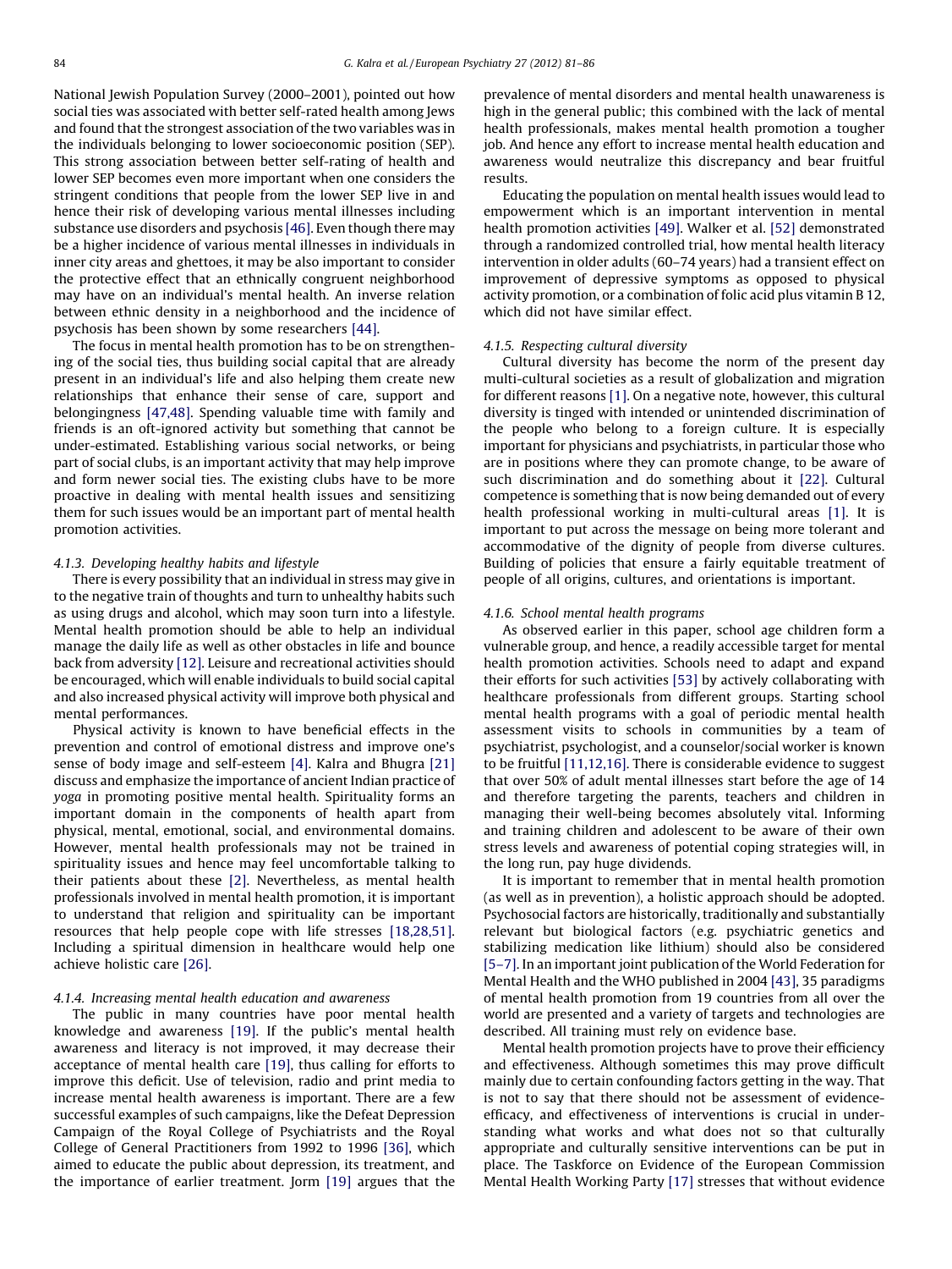National Jewish Population Survey (2000–2001), pointed out how social ties was associated with better self-rated health among Jews and found that the strongest association of the two variables was in the individuals belonging to lower socioeconomic position (SEP). This strong association between better self-rating of health and lower SEP becomes even more important when one considers the stringent conditions that people from the lower SEP live in and hence their risk of developing various mental illnesses including substance use disorders and psychosis [46]. Even though there may be a higher incidence of various mental illnesses in individuals in inner city areas and ghettoes, it may be also important to consider the protective effect that an ethnically congruent neighborhood may have on an individual's mental health. An inverse relation between ethnic density in a neighborhood and the incidence of psychosis has been shown by some researchers [44].

The focus in mental health promotion has to be on strengthening of the social ties, thus building social capital that are already present in an individual's life and also helping them create new relationships that enhance their sense of care, support and belongingness [47,48]. Spending valuable time with family and friends is an oft-ignored activity but something that cannot be under-estimated. Establishing various social networks, or being part of social clubs, is an important activity that may help improve and form newer social ties. The existing clubs have to be more proactive in dealing with mental health issues and sensitizing them for such issues would be an important part of mental health promotion activities.

#### 4.1.3. Developing healthy habits and lifestyle

There is every possibility that an individual in stress may give in to the negative train of thoughts and turn to unhealthy habits such as using drugs and alcohol, which may soon turn into a lifestyle. Mental health promotion should be able to help an individual manage the daily life as well as other obstacles in life and bounce back from adversity [12]. Leisure and recreational activities should be encouraged, which will enable individuals to build social capital and also increased physical activity will improve both physical and mental performances.

Physical activity is known to have beneficial effects in the prevention and control of emotional distress and improve one's sense of body image and self-esteem [4]. Kalra and Bhugra [21] discuss and emphasize the importance of ancient Indian practice of *yoga* in promoting positive mental health. Spirituality forms an important domain in the components of health apart from physical, mental, emotional, social, and environmental domains. However, mental health professionals may not be trained in spirituality issues and hence may feel uncomfortable talking to their patients about these [2]. Nevertheless, as mental health professionals involved in mental health promotion, it is important to understand that religion and spirituality can be important resources that help people cope with life stresses [18,28,51]. Including a spiritual dimension in healthcare would help one achieve holistic care [26].

#### 4.1.4. Increasing mental health education and awareness

The public in many countries have poor mental health knowledge and awareness [19]. If the public's mental health awareness and literacy is not improved, it may decrease their acceptance of mental health care [19], thus calling for efforts to improve this deficit. Use of television, radio and print media to increase mental health awareness is important. There are a few successful examples of such campaigns, like the Defeat Depression Campaign of the Royal College of Psychiatrists and the Royal College of General Practitioners from 1992 to 1996 [36], which aimed to educate the public about depression, its treatment, and the importance of earlier treatment. Jorm [19] argues that the prevalence of mental disorders and mental health unawareness is high in the general public; this combined with the lack of mental health professionals, makes mental health promotion a tougher job. And hence any effort to increase mental health education and awareness would neutralize this discrepancy and bear fruitful results.

Educating the population on mental health issues would lead to empowerment which is an important intervention in mental health promotion activities [49]. Walker et al. [52] demonstrated through a randomized controlled trial, how mental health literacy intervention in older adults (60–74 years) had a transient effect on improvement of depressive symptoms as opposed to physical activity promotion, or a combination of folic acid plus vitamin B 12, which did not have similar effect.

#### 4.1.5. Respecting cultural diversity

Cultural diversity has become the norm of the present day multi-cultural societies as a result of globalization and migration for different reasons [1]. On a negative note, however, this cultural diversity is tinged with intended or unintended discrimination of the people who belong to a foreign culture. It is especially important for physicians and psychiatrists, in particular those who are in positions where they can promote change, to be aware of such discrimination and do something about it [22]. Cultural competence is something that is now being demanded out of every health professional working in multi-cultural areas [1]. It is important to put across the message on being more tolerant and accommodative of the dignity of people from diverse cultures. Building of policies that ensure a fairly equitable treatment of people of all origins, cultures, and orientations is important.

#### 4.1.6. School mental health programs

As observed earlier in this paper, school age children form a vulnerable group, and hence, a readily accessible target for mental health promotion activities. Schools need to adapt and expand their efforts for such activities [53] by actively collaborating with healthcare professionals from different groups. Starting school mental health programs with a goal of periodic mental health assessment visits to schools in communities by a team of psychiatrist, psychologist, and a counselor/social worker is known to be fruitful [11,12,16]. There is considerable evidence to suggest that over 50% of adult mental illnesses start before the age of 14 and therefore targeting the parents, teachers and children in managing their well-being becomes absolutely vital. Informing and training children and adolescent to be aware of their own stress levels and awareness of potential coping strategies will, in the long run, pay huge dividends.

It is important to remember that in mental health promotion (as well as in prevention), a holistic approach should be adopted. Psychosocial factors are historically, traditionally and substantially relevant but biological factors (e.g. psychiatric genetics and stabilizing medication like lithium) should also be considered [5–7]. In an important joint publication of the World Federation for Mental Health and the WHO published in 2004 [43], 35 paradigms of mental health promotion from 19 countries from all over the world are presented and a variety of targets and technologies are described. All training must rely on evidence base.

Mental health promotion projects have to prove their efficiency and effectiveness. Although sometimes this may prove difficult mainly due to certain confounding factors getting in the way. That is not to say that there should not be assessment of evidence-efficacy, and effectiveness of interventions is crucial in understanding what works and what does not so that culturally appropriate and culturally sensitive interventions can be put in place. The Taskforce on Evidence of the European Commission Mental Health Working Party [17] stresses that without evidence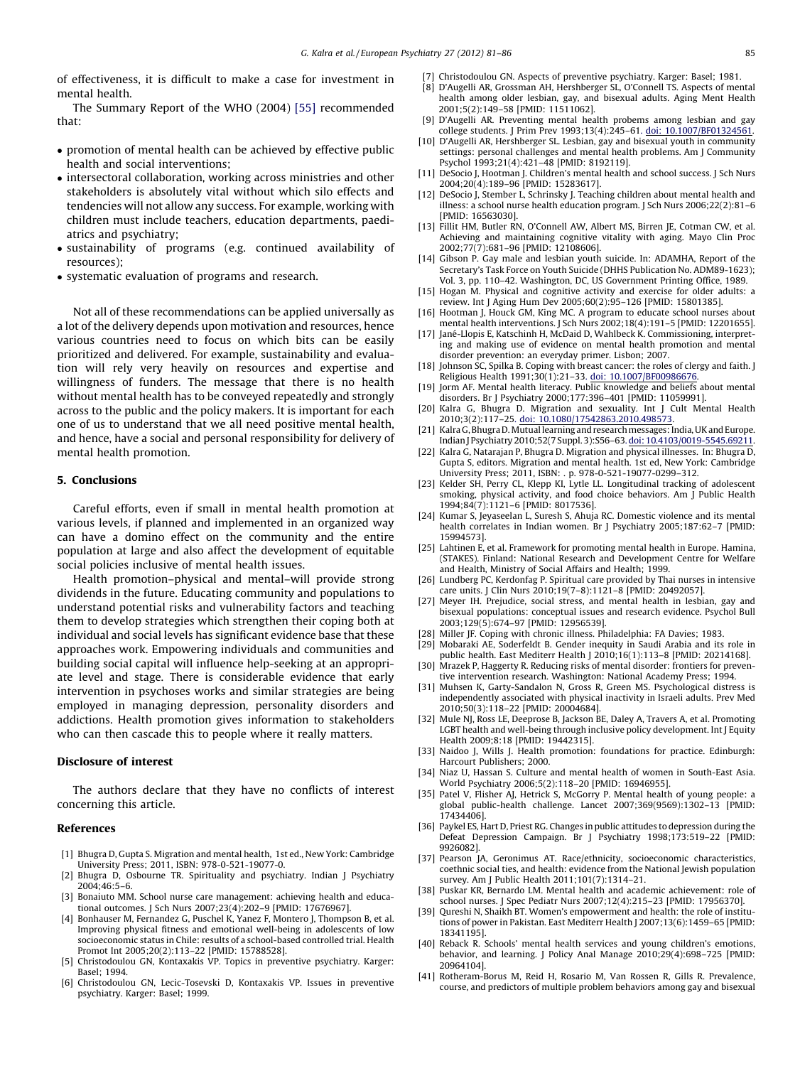of effectiveness, it is difficult to make a case for investment in mental health.

The Summary Report of the WHO (2004) [55] recommended that:

- promotion of mental health can be achieved by effective public health and social interventions;
- intersectoral collaboration, working across ministries and other stakeholders is absolutely vital without which silo effects and tendencies will not allow any success. For example, working with children must include teachers, education departments, paediatrics and psychiatry;
- sustainability of programs (e.g. continued availability of resources);
- systematic evaluation of programs and research.

Not all of these recommendations can be applied universally as a lot of the delivery depends upon motivation and resources, hence various countries need to focus on which bits can be easily prioritized and delivered. For example, sustainability and evaluation will rely very heavily on resources and expertise and willingness of funders. The message that there is no health without mental health has to be conveyed repeatedly and strongly across to the public and the policy makers. It is important for each one of us to understand that we all need positive mental health, and hence, have a social and personal responsibility for delivery of mental health promotion.

## 5. Conclusions

Careful efforts, even if small in mental health promotion at various levels, if planned and implemented in an organized way can have a domino effect on the community and the entire population at large and also affect the development of equitable social policies inclusive of mental health issues.

Health promotion–physical and mental–will provide strong dividends in the future. Educating community and populations to understand potential risks and vulnerability factors and teaching them to develop strategies which strengthen their coping both at individual and social levels has significant evidence base that these approaches work. Empowering individuals and communities and building social capital will influence help-seeking at an appropriate level and stage. There is considerable evidence that early intervention in psychoses works and similar strategies are being employed in managing depression, personality disorders and addictions. Health promotion gives information to stakeholders who can then cascade this to people where it really matters.

## Disclosure of interest

The authors declare that they have no conflicts of interest concerning this article.

## References

[1] Bhugra D, Gupta S. Migration and mental health, 1st ed., New York: Cambridge University Press; 2011, ISBN: 978-0-521-19077-0.

[2] Bhugra D, Osbourne TR. Spirituality and psychiatry. Indian J Psychiatry 2004;46:5–6.

[3] Bonaiuto MM. School nurse care management: achieving health and educational outcomes. J Sch Nurs 2007;23(4):202–9 [PMID: 17676967].

[4] Bonhauser M, Fernandez G, Puschel K, Yanez F, Montero J, Thompson B, et al. Improving physical fitness and emotional well-being in adolescents of low socioeconomic status in Chile: results of a school-based controlled trial. Health Promot Int 2005;20(2):113–22 [PMID: 15788528].

[5] Christodoulou GN, Kontaxakis VP. Topics in preventive psychiatry. Karger: Basel; 1994.

[6] Christodoulou GN, Lecic-Tosevski D, Kontaxakis VP. Issues in preventive psychiatry. Karger: Basel; 1999.

[7] Christodoulou GN. Aspects of preventive psychiatry. Karger: Basel; 1981.

[8] D'Augelli AR, Grossman AH, Hershberger SL, O'Connell TS. Aspects of mental health among older lesbian, gay, and bisexual adults. Aging Ment Health 2001;5(2):149–58 [PMID: 11511062].

[9] D'Augelli AR. Preventing mental health probems among lesbian and gay college students. J Prim Prev 1993;13(4):245–61. doi: 10.1007/BF01324561.

[10] D'Augelli AR, Hershberger SL. Lesbian, gay and bisexual youth in community settings: personal challenges and mental health problems. Am J Community Psychol 1993;21(4):421–48 [PMID: 8192119].

[11] DeSocio J, Hootman J. Children's mental health and school success. J Sch Nurs 2004;20(4):189–96 [PMID: 15283617].

[12] DeSocio J, Stember L, Schrinsky J. Teaching children about mental health and illness: a school nurse health education program. J Sch Nurs 2006;22(2):81–6 [PMID: 16563030].

[13] Fillit HM, Butler RN, O'Connell AW, Albert MS, Birren JE, Cotman CW, et al. Achieving and maintaining cognitive vitality with aging. Mayo Clin Proc 2002;77(7):681–96 [PMID: 12108606].

[14] Gibson P. Gay male and lesbian youth suicide. In: ADAMHA, Report of the Secretary's Task Force on Youth Suicide (DHHS Publication No. ADM89-1623); Vol. 3, pp. 110–42. Washington, DC, US Government Printing Office, 1989.

[15] Hogan M. Physical and cognitive activity and exercise for older adults: a review. Int J Aging Hum Dev 2005;60(2):95–126 [PMID: 15801385].

[16] Hootman J, Houck GM, King MC. A program to educate school nurses about mental health interventions. J Sch Nurs 2002;18(4):191–5 [PMID: 12201655].

[17] Jané-Llopis E, Katschinh H, McDaid D, Wahlbeck K. Commissioning, interpreting and making use of evidence on mental health promotion and mental disorder prevention: an everyday primer. Lisbon; 2007.

[18] Johnson SC, Spilka B. Coping with breast cancer: the roles of clergy and faith. J Religious Health 1991;30(1):21–33. doi: 10.1007/BF00986676.

[19] Jorm AF. Mental health literacy. Public knowledge and beliefs about mental disorders. Br J Psychiatry 2000;177:396–401 [PMID: 11059991].

[20] Kalra G, Bhugra D. Migration and sexuality. Int J Cult Mental Health 2010;3(2):117–25. doi: 10.1080/17542863.2010.498573.

[21] Kalra G, Bhugra D. Mutual learning and research messages: India, UK and Europe. Indian J Psychiatry 2010;52(7 Suppl. 3):S56–63. doi: 10.4103/0019-5545.69211.

[22] Kalra G, Natarajan P, Bhugra D. Migration and physical illnesses. In: Bhugra D, Gupta S, editors. Migration and mental health. 1st ed, New York: Cambridge University Press; 2011, ISBN: . p. 978-0-521-19077-0299–312.

[23] Kelder SH, Perry CL, Klepp KI, Lytle LL. Longitudinal tracking of adolescent smoking, physical activity, and food choice behaviors. Am J Public Health 1994;84(7):1121–6 [PMID: 8017536].

[24] Kumar S, Jeyaseelan L, Suresh S, Ahuja RC. Domestic violence and its mental health correlates in Indian women. Br J Psychiatry 2005;187:62–7 [PMID: 15994573].

[25] Lahtinen E, et al. Framework for promoting mental health in Europe. Hamina, (STAKES). Finland: National Research and Development Centre for Welfare and Health, Ministry of Social Affairs and Health; 1999.

[26] Lundberg PC, Kerdonfag P. Spiritual care provided by Thai nurses in intensive care units. J Clin Nurs 2010;19(7–8):1121–8 [PMID: 20492057].

[27] Meyer IH. Prejudice, social stress, and mental health in lesbian, gay and bisexual populations: conceptual issues and research evidence. Psychol Bull 2003;129(5):674–97 [PMID: 12956539].

[28] Miller JF. Coping with chronic illness. Philadelphia: FA Davies; 1983.

[29] Mobaraki AE, Soderfeldt B. Gender inequity in Saudi Arabia and its role in public health. East Mediterr Health J 2010;16(1):113–8 [PMID: 20214168].

[30] Mrazek P, Haggerty R. Reducing risks of mental disorder: frontiers for preventive intervention research. Washington: National Academy Press; 1994.

[31] Muhsen K, Garty-Sandalon N, Gross R, Green MS. Psychological distress is independently associated with physical inactivity in Israeli adults. Prev Med 2010;50(3):118–22 [PMID: 20004684].

[32] Mule NJ, Ross LE, Deeprose B, Jackson BE, Daley A, Travers A, et al. Promoting LGBT health and well-being through inclusive policy development. Int J Equity Health 2009;8:18 [PMID: 19442315].

[33] Naidoo J, Wills J. Health promotion: foundations for practice. Edinburgh: Harcourt Publishers; 2000.

[34] Niaz U, Hassan S. Culture and mental health of women in South-East Asia. World Psychiatry 2006;5(2):118–20 [PMID: 16946955].

[35] Patel V, Flisher AJ, Hetrick S, McGorry P. Mental health of young people: a global public-health challenge. Lancet 2007;369(9569):1302–13 [PMID: 17434406].

[36] Paykel ES, Hart D, Priest RG. Changes in public attitudes to depression during the Defeat Depression Campaign. Br J Psychiatry 1998;173:519–22 [PMID: 9926082].

[37] Pearson JA, Geronimus AT. Race/ethnicity, socioeconomic characteristics, coethnic social ties, and health: evidence from the National Jewish population survey. Am J Public Health 2011;101(7):1314–21.

[38] Puskar KR, Bernardo LM. Mental health and academic achievement: role of school nurses. J Spec Pediatr Nurs 2007;12(4):215–23 [PMID: 17956370].

[39] Qureshi N, Shaikh BT. Women's empowerment and health: the role of institutions of power in Pakistan. East Mediterr Health J 2007;13(6):1459–65 [PMID: 18341195].

[40] Reback R. Schools' mental health services and young children's emotions, behavior, and learning. J Policy Anal Manage 2010;29(4):698–725 [PMID: 20964104].

[41] Rotheram-Borus M, Reid H, Rosario M, Van Rossen R, Gills R. Prevalence, course, and predictors of multiple problem behaviors among gay and bisexual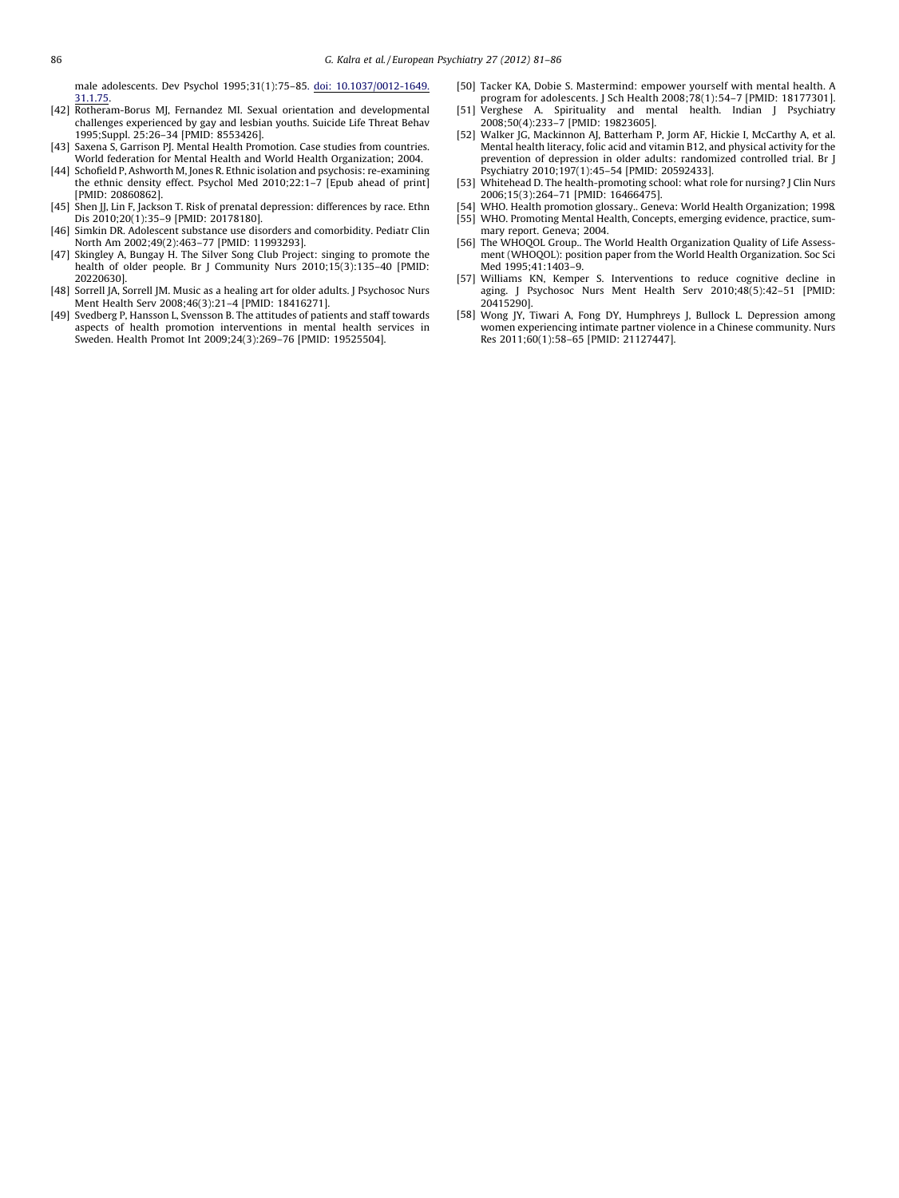male adolescents. Dev Psychol 1995;31(1):75–85. doi: 10.1037/0012-1649.31.1.75.

[42] Rotheram-Borus MJ, Fernandez MI. Sexual orientation and developmental challenges experienced by gay and lesbian youths. Suicide Life Threat Behav 1995;Suppl. 25:26–34 [PMID: 8553426].

[43] Saxena S, Garrison PJ. Mental Health Promotion. Case studies from countries. World federation for Mental Health and World Health Organization; 2004.

[44] Schofield P, Ashworth M, Jones R. Ethnic isolation and psychosis: re-examining the ethnic density effect. Psychol Med 2010;22:1–7 [Epub ahead of print] [PMID: 20860862].

[45] Shen JJ, Lin F, Jackson T. Risk of prenatal depression: differences by race. Ethn Dis 2010;20(1):35–9 [PMID: 20178180].

[46] Simkin DR. Adolescent substance use disorders and comorbidity. Pediatr Clin North Am 2002;49(2):463–77 [PMID: 11993293].

[47] Skingley A, Bungay H. The Silver Song Club Project: singing to promote the health of older people. Br J Community Nurs 2010;15(3):135–40 [PMID: 20220630].

[48] Sorrell JA, Sorrell JM. Music as a healing art for older adults. J Psychosoc Nurs Ment Health Serv 2008;46(3):21–4 [PMID: 18416271].

[49] Svedberg P, Hansson L, Svensson B. The attitudes of patients and staff towards aspects of health promotion interventions in mental health services in Sweden. Health Promot Int 2009;24(3):269–76 [PMID: 19525504].

[50] Tacker KA, Dobie S. Mastermind: empower yourself with mental health. A program for adolescents. J Sch Health 2008;78(1):54–7 [PMID: 18177301].

[51] Verghese A. Spirituality and mental health. Indian J Psychiatry 2008;50(4):233–7 [PMID: 19823605].

[52] Walker JG, Mackinnon AJ, Batterham P, Jorm AF, Hickie I, McCarthy A, et al. Mental health literacy, folic acid and vitamin B12, and physical activity for the prevention of depression in older adults: randomized controlled trial. Br J Psychiatry 2010;197(1):45–54 [PMID: 20592433].

[53] Whitehead D. The health-promoting school: what role for nursing? J Clin Nurs 2006;15(3):264–71 [PMID: 16466475].

[54] WHO. Health promotion glossary.. Geneva: World Health Organization; 1998.

[55] WHO. Promoting Mental Health, Concepts, emerging evidence, practice, summary report. Geneva; 2004.

[56] The WHOQOL Group.. The World Health Organization Quality of Life Assessment (WHOQOL): position paper from the World Health Organization. Soc Sci Med 1995;41:1403–9.

[57] Williams KN, Kemper S. Interventions to reduce cognitive decline in aging. J Psychosoc Nurs Ment Health Serv 2010;48(5):42–51 [PMID: 20415290].

[58] Wong JY, Tiwari A, Fong DY, Humphreys J, Bullock L. Depression among women experiencing intimate partner violence in a Chinese community. Nurs Res 2011;60(1):58–65 [PMID: 21127447].